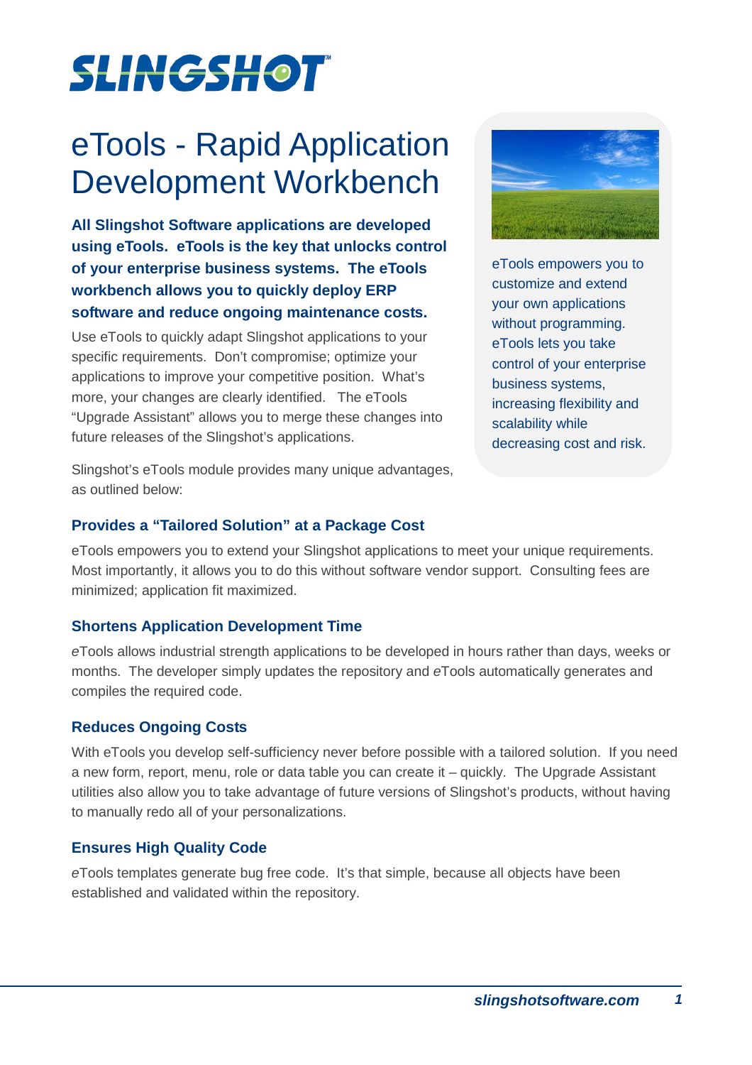SLINGSHOT

# eTools - Rapid Application Development Workbench

**All Slingshot Software applications are developed using eTools. eTools is the key that unlocks control of your enterprise business systems. The eTools workbench allows you to quickly deploy ERP software and reduce ongoing maintenance costs.**

Use eTools to quickly adapt Slingshot applications to your specific requirements. Don't compromise; optimize your applications to improve your competitive position. What's more, your changes are clearly identified. The eTools "Upgrade Assistant" allows you to merge these changes into future releases of the Slingshot's applications.

Slingshot's eTools module provides many unique advantages, as outlined below:

eTools empowers you to customize and extend your own applications without programming. eTools lets you take control of your enterprise business systems, increasing flexibility and scalability while decreasing cost and risk.

## Provides a "Tailored Solution" at a Package Cost

eTools empowers you to extend your Slingshot applications to meet your unique requirements. Most importantly, it allows you to do this without software vendor support. Consulting fees are minimized; application fit maximized.

## Shortens Application Development Time

*e*Tools allows industrial strength applications to be developed in hours rather than days, weeks or months. The developer simply updates the repository and *e*Tools automatically generates and compiles the required code.

## Reduces Ongoing Costs

With eTools you develop self-sufficiency never before possible with a tailored solution. If you need a new form, report, menu, role or data table you can create it – quickly. The Upgrade Assistant utilities also allow you to take advantage of future versions of Slingshot's products, without having to manually redo all of your personalizations.

## Ensures High Quality Code

*e*Tools templates generate bug free code. It's that simple, because all objects have been established and validated within the repository.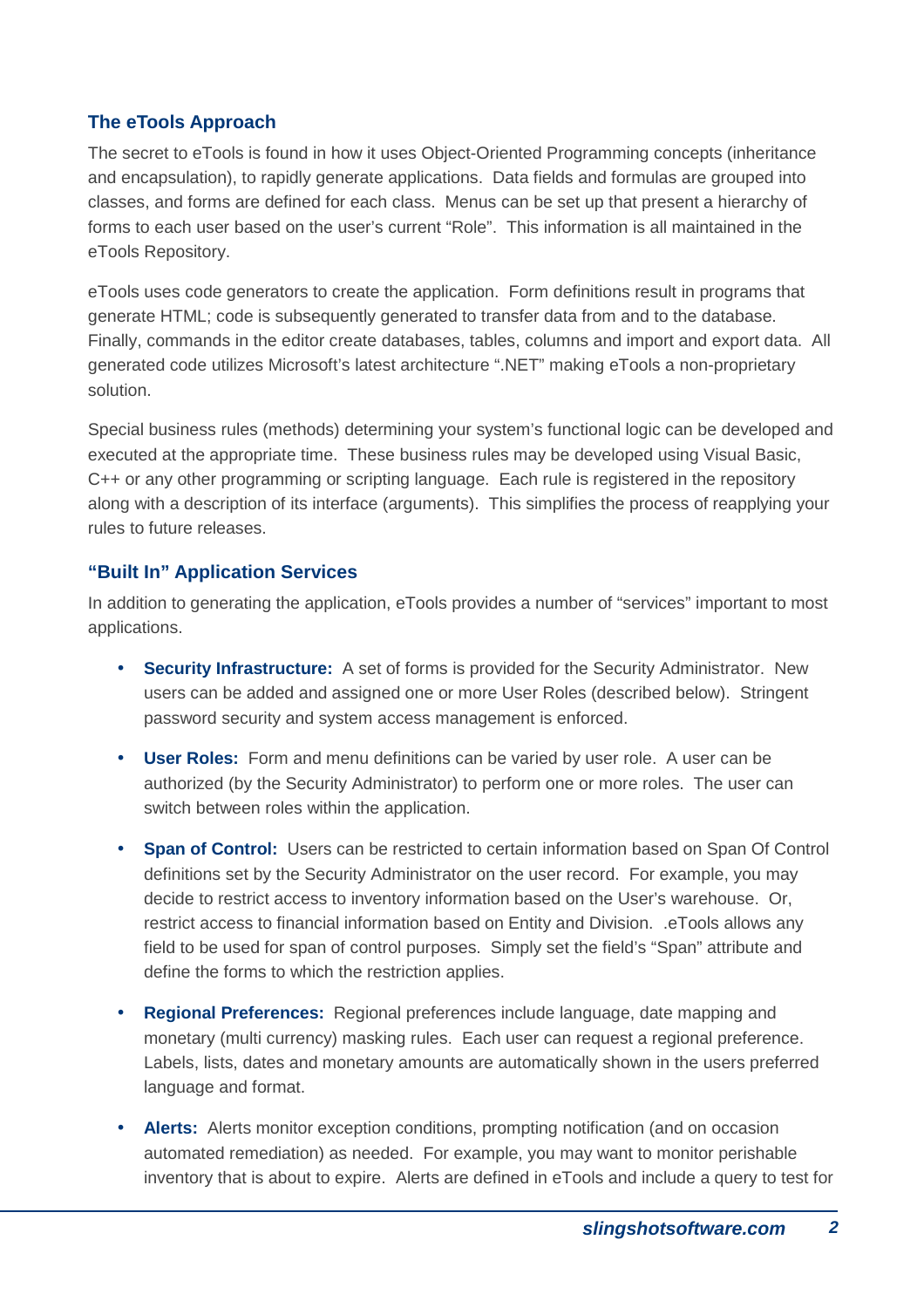## The eTools Approach

The secret to eTools is found in how it uses Object-Oriented Programming concepts (inheritance and encapsulation), to rapidly generate applications. Data fields and formulas are grouped into classes, and forms are defined for each class. Menus can be set up that present a hierarchy of forms to each user based on the user's current "Role". This information is all maintained in the eTools Repository.

eTools uses code generators to create the application. Form definitions result in programs that generate HTML; code is subsequently generated to transfer data from and to the database. Finally, commands in the editor create databases, tables, columns and import and export data. All generated code utilizes Microsoft's latest architecture ".NET" making eTools a non-proprietary solution.

Special business rules (methods) determining your system's functional logic can be developed and executed at the appropriate time. These business rules may be developed using Visual Basic, C++ or any other programming or scripting language. Each rule is registered in the repository along with a description of its interface (arguments). This simplifies the process of reapplying your rules to future releases.

## "Built In" Application Services

In addition to generating the application, eTools provides a number of "services" important to most applications.

- **Security Infrastructure:** A set of forms is provided for the Security Administrator. New users can be added and assigned one or more User Roles (described below). Stringent password security and system access management is enforced.
- **User Roles:** Form and menu definitions can be varied by user role. A user can be authorized (by the Security Administrator) to perform one or more roles. The user can switch between roles within the application.
- **Span of Control:** Users can be restricted to certain information based on Span Of Control definitions set by the Security Administrator on the user record. For example, you may decide to restrict access to inventory information based on the User's warehouse. Or, restrict access to financial information based on Entity and Division. .eTools allows any field to be used for span of control purposes. Simply set the field's "Span" attribute and define the forms to which the restriction applies.
- **Regional Preferences:** Regional preferences include language, date mapping and monetary (multi currency) masking rules. Each user can request a regional preference. Labels, lists, dates and monetary amounts are automatically shown in the users preferred language and format.
- **Alerts:** Alerts monitor exception conditions, prompting notification (and on occasion automated remediation) as needed. For example, you may want to monitor perishable inventory that is about to expire. Alerts are defined in eTools and include a query to test for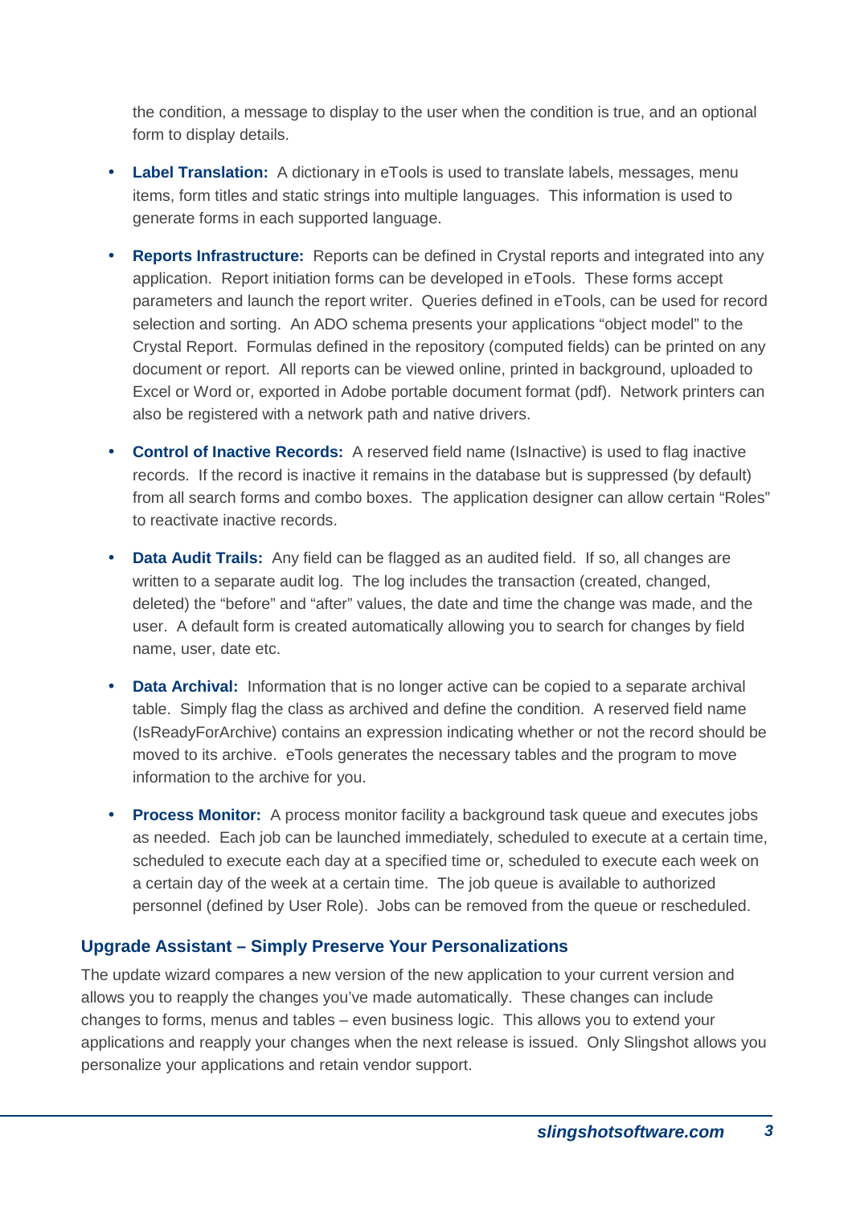the condition, a message to display to the user when the condition is true, and an optional form to display details.

- **Label Translation:** A dictionary in eTools is used to translate labels, messages, menu items, form titles and static strings into multiple languages. This information is used to generate forms in each supported language.

- **Reports Infrastructure:** Reports can be defined in Crystal reports and integrated into any application. Report initiation forms can be developed in eTools. These forms accept parameters and launch the report writer. Queries defined in eTools, can be used for record selection and sorting. An ADO schema presents your applications "object model" to the Crystal Report. Formulas defined in the repository (computed fields) can be printed on any document or report. All reports can be viewed online, printed in background, uploaded to Excel or Word or, exported in Adobe portable document format (pdf). Network printers can also be registered with a network path and native drivers.

- **Control of Inactive Records:** A reserved field name (IsInactive) is used to flag inactive records. If the record is inactive it remains in the database but is suppressed (by default) from all search forms and combo boxes. The application designer can allow certain "Roles" to reactivate inactive records.

- **Data Audit Trails:** Any field can be flagged as an audited field. If so, all changes are written to a separate audit log. The log includes the transaction (created, changed, deleted) the "before" and "after" values, the date and time the change was made, and the user. A default form is created automatically allowing you to search for changes by field name, user, date etc.

- **Data Archival:** Information that is no longer active can be copied to a separate archival table. Simply flag the class as archived and define the condition. A reserved field name (IsReadyForArchive) contains an expression indicating whether or not the record should be moved to its archive. eTools generates the necessary tables and the program to move information to the archive for you.

- **Process Monitor:** A process monitor facility a background task queue and executes jobs as needed. Each job can be launched immediately, scheduled to execute at a certain time, scheduled to execute each day at a specified time or, scheduled to execute each week on a certain day of the week at a certain time. The job queue is available to authorized personnel (defined by User Role). Jobs can be removed from the queue or rescheduled.

## Upgrade Assistant – Simply Preserve Your Personalizations

The update wizard compares a new version of the new application to your current version and allows you to reapply the changes you've made automatically. These changes can include changes to forms, menus and tables – even business logic. This allows you to extend your applications and reapply your changes when the next release is issued. Only Slingshot allows you personalize your applications and retain vendor support.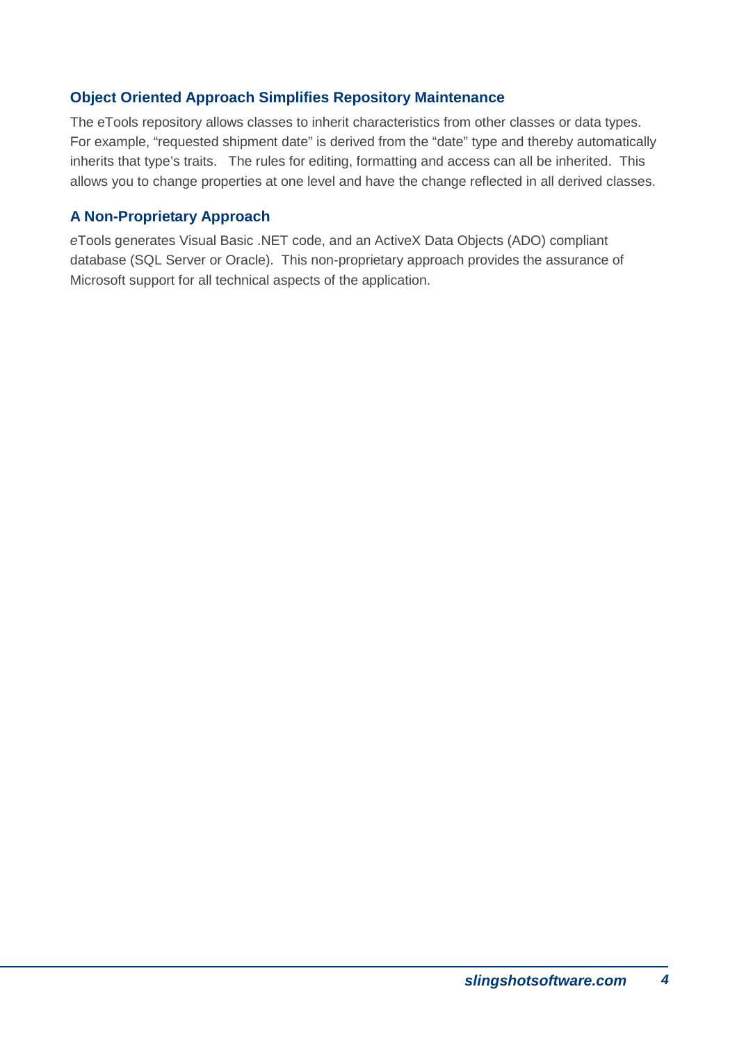### Object Oriented Approach Simplifies Repository Maintenance

The eTools repository allows classes to inherit characteristics from other classes or data types. For example, “requested shipment date” is derived from the “date” type and thereby automatically inherits that type’s traits. The rules for editing, formatting and access can all be inherited. This allows you to change properties at one level and have the change reflected in all derived classes.

### A Non-Proprietary Approach

*e*Tools generates Visual Basic .NET code, and an ActiveX Data Objects (ADO) compliant database (SQL Server or Oracle). This non-proprietary approach provides the assurance of Microsoft support for all technical aspects of the application.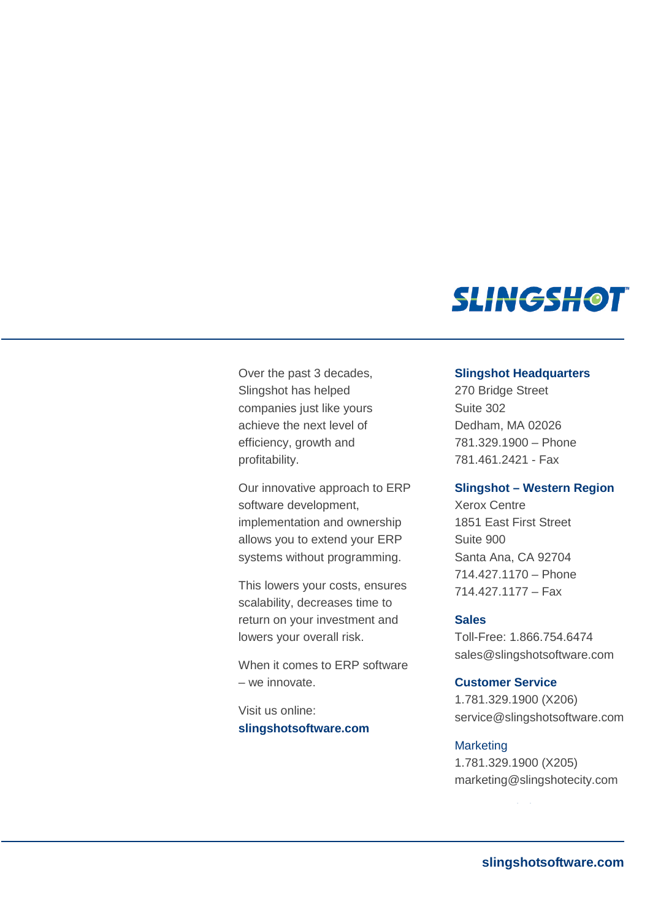SLINGSHOT

Over the past 3 decades, Slingshot has helped companies just like yours achieve the next level of efficiency, growth and profitability.

Our innovative approach to ERP software development, implementation and ownership allows you to extend your ERP systems without programming.

This lowers your costs, ensures scalability, decreases time to return on your investment and lowers your overall risk.

When it comes to ERP software – we innovate.

Visit us online:
**slingshotsoftware.com**

**Slingshot Headquarters**
270 Bridge Street
Suite 302
Dedham, MA 02026
781.329.1900 – Phone
781.461.2421 - Fax

**Slingshot – Western Region**
Xerox Centre
1851 East First Street
Suite 900
Santa Ana, CA 92704
714.427.1170 – Phone
714.427.1177 – Fax

**Sales**
Toll-Free: 1.866.754.6474
sales@slingshotsoftware.com

**Customer Service**
1.781.329.1900 (X206)
service@slingshotsoftware.com

Marketing
1.781.329.1900 (X205)
marketing@slingshotecity.com

**slingshotsoftware.com**